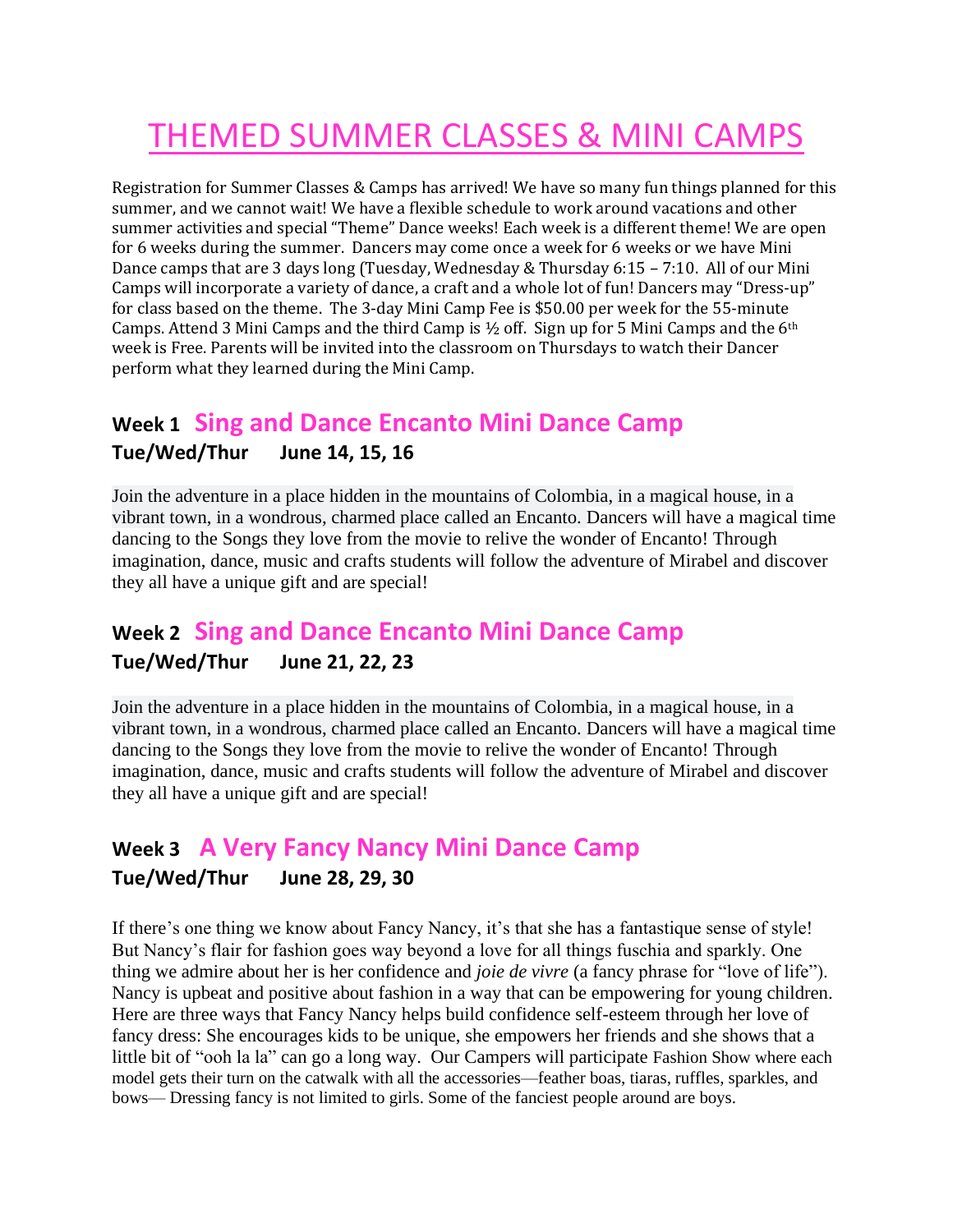# THEMED SUMMER CLASSES & MINI CAMPS

Registration for Summer Classes & Camps has arrived! We have so many fun things planned for this summer, and we cannot wait! We have a flexible schedule to work around vacations and other summer activities and special "Theme" Dance weeks! Each week is a different theme! We are open for 6 weeks during the summer. Dancers may come once a week for 6 weeks or we have Mini Dance camps that are 3 days long (Tuesday, Wednesday & Thursday 6:15 – 7:10. All of our Mini Camps will incorporate a variety of dance, a craft and a whole lot of fun! Dancers may "Dress-up" for class based on the theme. The 3-day Mini Camp Fee is $50.00 per week for the 55-minute Camps. Attend 3 Mini Camps and the third Camp is ½ off. Sign up for 5 Mini Camps and the 6th week is Free. Parents will be invited into the classroom on Thursdays to watch their Dancer perform what they learned during the Mini Camp.

## Week 1 Sing and Dance Encanto Mini Dance Camp

**Tue/Wed/Thur June 14, 15, 16**

Join the adventure in a place hidden in the mountains of Colombia, in a magical house, in a vibrant town, in a wondrous, charmed place called an Encanto. Dancers will have a magical time dancing to the Songs they love from the movie to relive the wonder of Encanto! Through imagination, dance, music and crafts students will follow the adventure of Mirabel and discover they all have a unique gift and are special!

## Week 2 Sing and Dance Encanto Mini Dance Camp

**Tue/Wed/Thur June 21, 22, 23**

Join the adventure in a place hidden in the mountains of Colombia, in a magical house, in a vibrant town, in a wondrous, charmed place called an Encanto. Dancers will have a magical time dancing to the Songs they love from the movie to relive the wonder of Encanto! Through imagination, dance, music and crafts students will follow the adventure of Mirabel and discover they all have a unique gift and are special!

## Week 3 A Very Fancy Nancy Mini Dance Camp

**Tue/Wed/Thur June 28, 29, 30**

If there's one thing we know about Fancy Nancy, it's that she has a fantastique sense of style! But Nancy's flair for fashion goes way beyond a love for all things fuschia and sparkly. One thing we admire about her is her confidence and *joie de vivre* (a fancy phrase for "love of life"). Nancy is upbeat and positive about fashion in a way that can be empowering for young children. Here are three ways that Fancy Nancy helps build confidence self-esteem through her love of fancy dress: She encourages kids to be unique, she empowers her friends and she shows that a little bit of "ooh la la" can go a long way. Our Campers will participate Fashion Show where each model gets their turn on the catwalk with all the accessories—feather boas, tiaras, ruffles, sparkles, and bows— Dressing fancy is not limited to girls. Some of the fanciest people around are boys.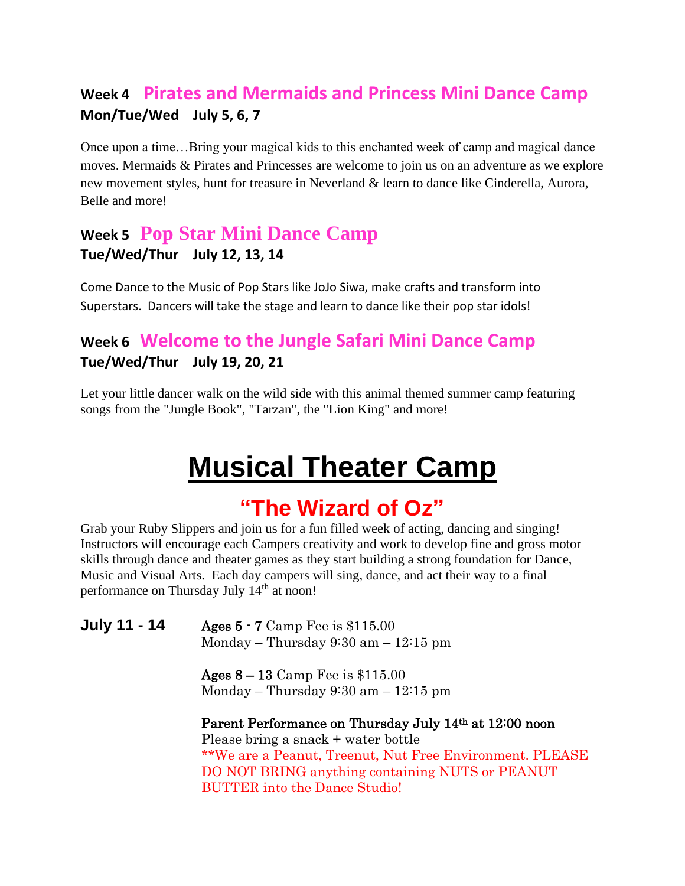## Week 4 Pirates and Mermaids and Princess Mini Dance Camp

**Mon/Tue/Wed July 5, 6, 7**

Once upon a time…Bring your magical kids to this enchanted week of camp and magical dance moves. Mermaids & Pirates and Princesses are welcome to join us on an adventure as we explore new movement styles, hunt for treasure in Neverland & learn to dance like Cinderella, Aurora, Belle and more!

## Week 5 Pop Star Mini Dance Camp

**Tue/Wed/Thur July 12, 13, 14**

Come Dance to the Music of Pop Stars like JoJo Siwa, make crafts and transform into Superstars. Dancers will take the stage and learn to dance like their pop star idols!

## Week 6 Welcome to the Jungle Safari Mini Dance Camp

**Tue/Wed/Thur July 19, 20, 21**

Let your little dancer walk on the wild side with this animal themed summer camp featuring songs from the "Jungle Book", "Tarzan", the "Lion King" and more!

# Musical Theater Camp

## "The Wizard of Oz"

Grab your Ruby Slippers and join us for a fun filled week of acting, dancing and singing! Instructors will encourage each Campers creativity and work to develop fine and gross motor skills through dance and theater games as they start building a strong foundation for Dance, Music and Visual Arts. Each day campers will sing, dance, and act their way to a final performance on Thursday July 14th at noon!

**July 11 - 14**

**Ages 5 - 7** Camp Fee is $115.00
Monday – Thursday 9:30 am – 12:15 pm

**Ages 8 – 13** Camp Fee is $115.00
Monday – Thursday 9:30 am – 12:15 pm

**Parent Performance on Thursday July 14th at 12:00 noon**
Please bring a snack + water bottle
**We are a Peanut, Treenut, Nut Free Environment. PLEASE DO NOT BRING anything containing NUTS or PEANUT BUTTER into the Dance Studio!